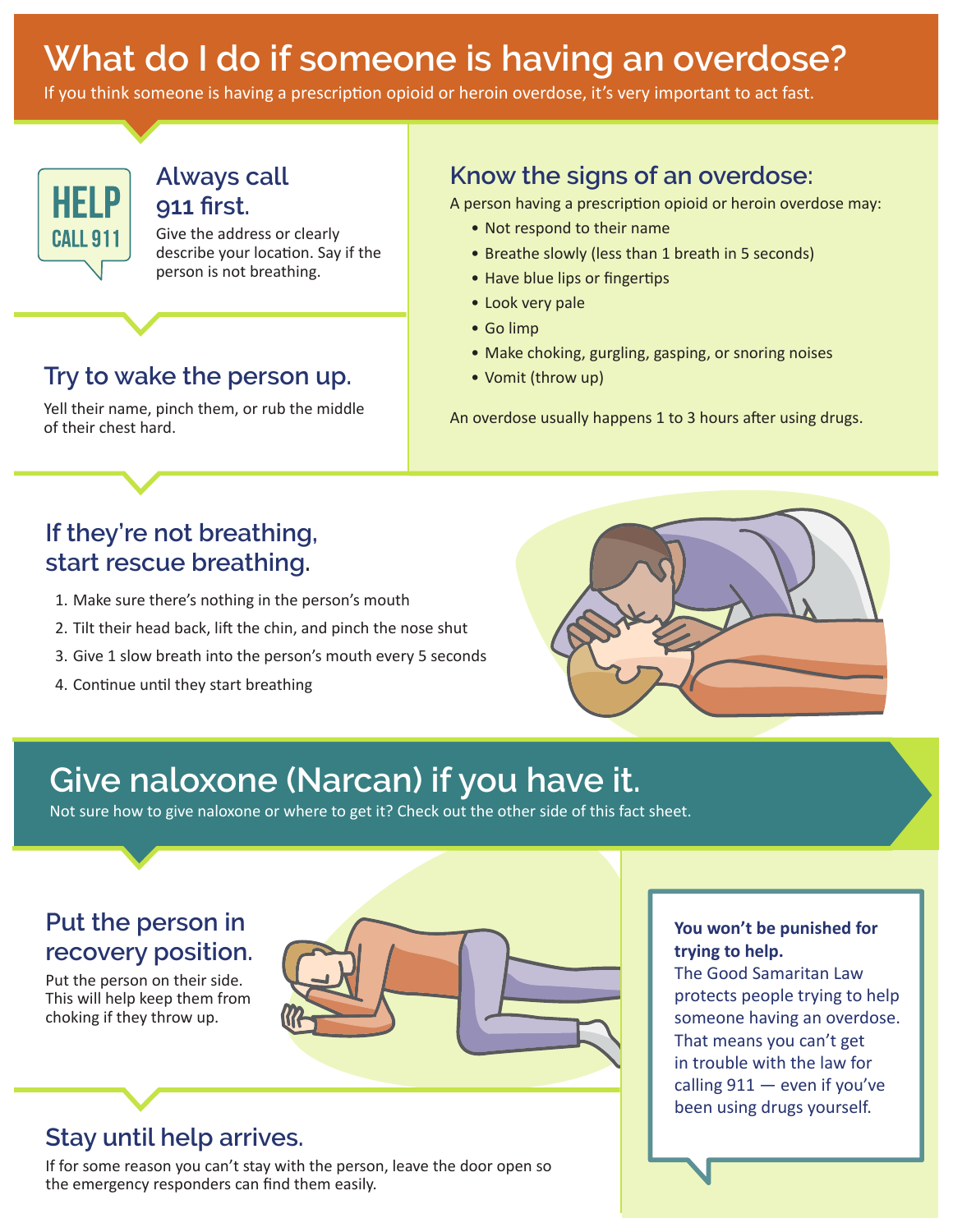# What do I do if someone is having an overdose?

If you think someone is having a prescription opioid or heroin overdose, it's very important to act fast.

HELP
CALL 911

## Always call 911 first.

Give the address or clearly describe your location. Say if the person is not breathing.

## Try to wake the person up.

Yell their name, pinch them, or rub the middle of their chest hard.

## Know the signs of an overdose:

A person having a prescription opioid or heroin overdose may:

- Not respond to their name
- Breathe slowly (less than 1 breath in 5 seconds)
- Have blue lips or fingertips
- Look very pale
- Go limp
- Make choking, gurgling, gasping, or snoring noises
- Vomit (throw up)

An overdose usually happens 1 to 3 hours after using drugs.

## If they're not breathing, start rescue breathing.

1. Make sure there's nothing in the person's mouth
2. Tilt their head back, lift the chin, and pinch the nose shut
3. Give 1 slow breath into the person's mouth every 5 seconds
4. Continue until they start breathing

## Give naloxone (Narcan) if you have it.

Not sure how to give naloxone or where to get it? Check out the other side of this fact sheet.

## Put the person in recovery position.

Put the person on their side. This will help keep them from choking if they throw up.

## Stay until help arrives.

If for some reason you can't stay with the person, leave the door open so the emergency responders can find them easily.

**You won't be punished for trying to help.**
The Good Samaritan Law protects people trying to help someone having an overdose. That means you can't get in trouble with the law for calling 911 — even if you've been using drugs yourself.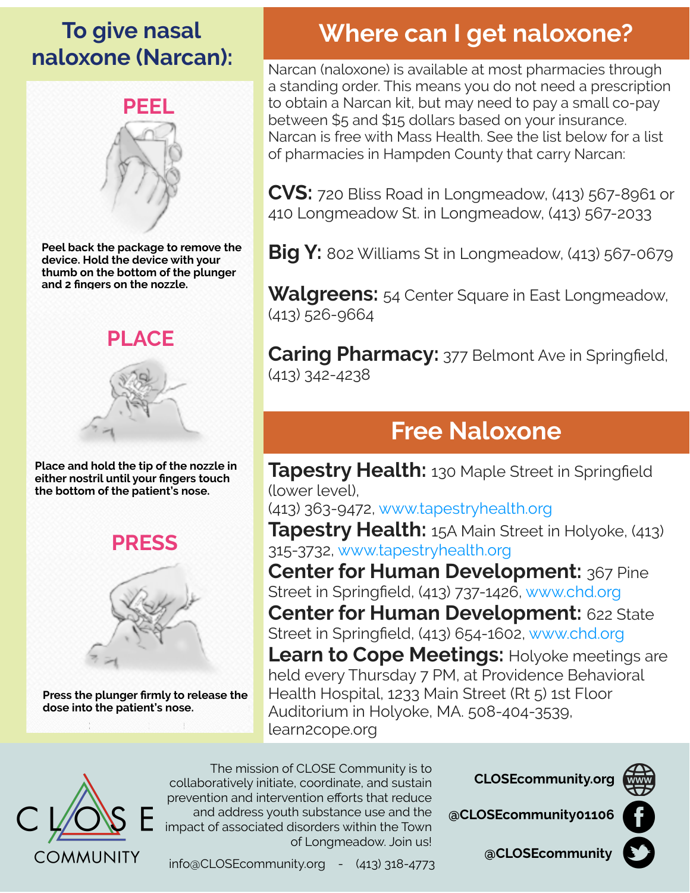## To give nasal naloxone (Narcan):

### PEEL

**Peel back the package to remove the device. Hold the device with your thumb on the bottom of the plunger and 2 fingers on the nozzle.**

### PLACE

**Place and hold the tip of the nozzle in either nostril until your fingers touch the bottom of the patient's nose.**

### PRESS

**Press the plunger firmly to release the dose into the patient's nose.**

## Where can I get naloxone?

Narcan (naloxone) is available at most pharmacies through a standing order. This means you do not need a prescription to obtain a Narcan kit, but may need to pay a small co-pay between $5 and $15 dollars based on your insurance. Narcan is free with Mass Health. See the list below for a list of pharmacies in Hampden County that carry Narcan:

**CVS:** 720 Bliss Road in Longmeadow, (413) 567-8961 or 410 Longmeadow St. in Longmeadow, (413) 567-2033

**Big Y:** 802 Williams St in Longmeadow, (413) 567-0679

**Walgreens:** 54 Center Square in East Longmeadow, (413) 526-9664

**Caring Pharmacy:** 377 Belmont Ave in Springfield, (413) 342-4238

## Free Naloxone

**Tapestry Health:** 130 Maple Street in Springfield (lower level), (413) 363-9472, www.tapestryhealth.org

**Tapestry Health:** 15A Main Street in Holyoke, (413) 315-3732, www.tapestryhealth.org

**Center for Human Development:** 367 Pine Street in Springfield, (413) 737-1426, www.chd.org

**Center for Human Development:** 622 State Street in Springfield, (413) 654-1602, www.chd.org

**Learn to Cope Meetings:** Holyoke meetings are held every Thursday 7 PM, at Providence Behavioral Health Hospital, 1233 Main Street (Rt 5) 1st Floor Auditorium in Holyoke, MA. 508-404-3539, learn2cope.org

CLOSE COMMUNITY

The mission of CLOSE Community is to collaboratively initiate, coordinate, and sustain prevention and intervention efforts that reduce and address youth substance use and the impact of associated disorders within the Town of Longmeadow. Join us!

info@CLOSEcommunity.org - (413) 318-4773

**CLOSEcommunity.org**

**@CLOSEcommunity01106**

**@CLOSEcommunity**